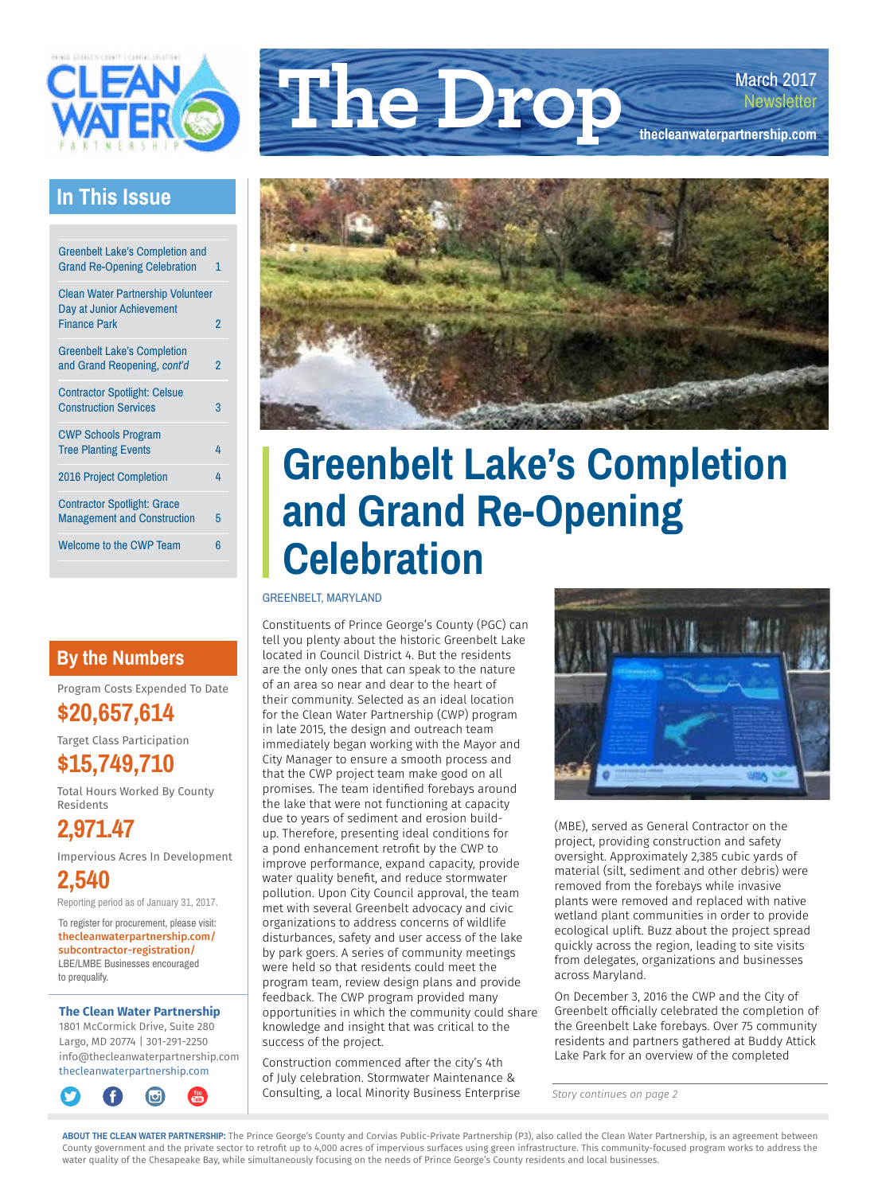# The Drop

March 2017 Newsletter

thecleanwaterpartnership.com

## In This Issue

| | |
|---|---|
| Greenbelt Lake's Completion and Grand Re-Opening Celebration | 1 |
| Clean Water Partnership Volunteer Day at Junior Achievement Finance Park | 2 |
| Greenbelt Lake's Completion and Grand Reopening, *cont'd* | 2 |
| Contractor Spotlight: Celsue Construction Services | 3 |
| CWP Schools Program Tree Planting Events | 4 |
| 2016 Project Completion | 4 |
| Contractor Spotlight: Grace Management and Construction | 5 |
| Welcome to the CWP Team | 6 |

## By the Numbers

Program Costs Expended To Date

**$20,657,614**

Target Class Participation

**$15,749,710**

Total Hours Worked By County Residents

**2,971.47**

Impervious Acres In Development

**2,540**

Reporting period as of January 31, 2017.

To register for procurement, please visit: **thecleanwaterpartnership.com/subcontractor-registration/**
LBE/LMBE Businesses encouraged to prequalify.

**The Clean Water Partnership**
1801 McCormick Drive, Suite 280
Largo, MD 20774 | 301-291-2250
info@thecleanwaterpartnership.com
thecleanwaterpartnership.com

# Greenbelt Lake's Completion and Grand Re-Opening Celebration

GREENBELT, MARYLAND

Constituents of Prince George's County (PGC) can tell you plenty about the historic Greenbelt Lake located in Council District 4. But the residents are the only ones that can speak to the nature of an area so near and dear to the heart of their community. Selected as an ideal location for the Clean Water Partnership (CWP) program in late 2015, the design and outreach team immediately began working with the Mayor and City Manager to ensure a smooth process and that the CWP project team make good on all promises. The team identified forebays around the lake that were not functioning at capacity due to years of sediment and erosion build-up. Therefore, presenting ideal conditions for a pond enhancement retrofit by the CWP to improve performance, expand capacity, provide water quality benefit, and reduce stormwater pollution. Upon City Council approval, the team met with several Greenbelt advocacy and civic organizations to address concerns of wildlife disturbances, safety and user access of the lake by park goers. A series of community meetings were held so that residents could meet the program team, review design plans and provide feedback. The CWP program provided many opportunities in which the community could share knowledge and insight that was critical to the success of the project.

Construction commenced after the city's 4th of July celebration. Stormwater Maintenance & Consulting, a local Minority Business Enterprise (MBE), served as General Contractor on the project, providing construction and safety oversight. Approximately 2,385 cubic yards of material (silt, sediment and other debris) were removed from the forebays while invasive plants were removed and replaced with native wetland plant communities in order to provide ecological uplift. Buzz about the project spread quickly across the region, leading to site visits from delegates, organizations and businesses across Maryland.

On December 3, 2016 the CWP and the City of Greenbelt officially celebrated the completion of the Greenbelt Lake forebays. Over 75 community residents and partners gathered at Buddy Attick Lake Park for an overview of the completed

*Story continues on page 2*

**ABOUT THE CLEAN WATER PARTNERSHIP:** The Prince George's County and Corvias Public-Private Partnership (P3), also called the Clean Water Partnership, is an agreement between County government and the private sector to retrofit up to 4,000 acres of impervious surfaces using green infrastructure. This community-focused program works to address the water quality of the Chesapeake Bay, while simultaneously focusing on the needs of Prince George's County residents and local businesses.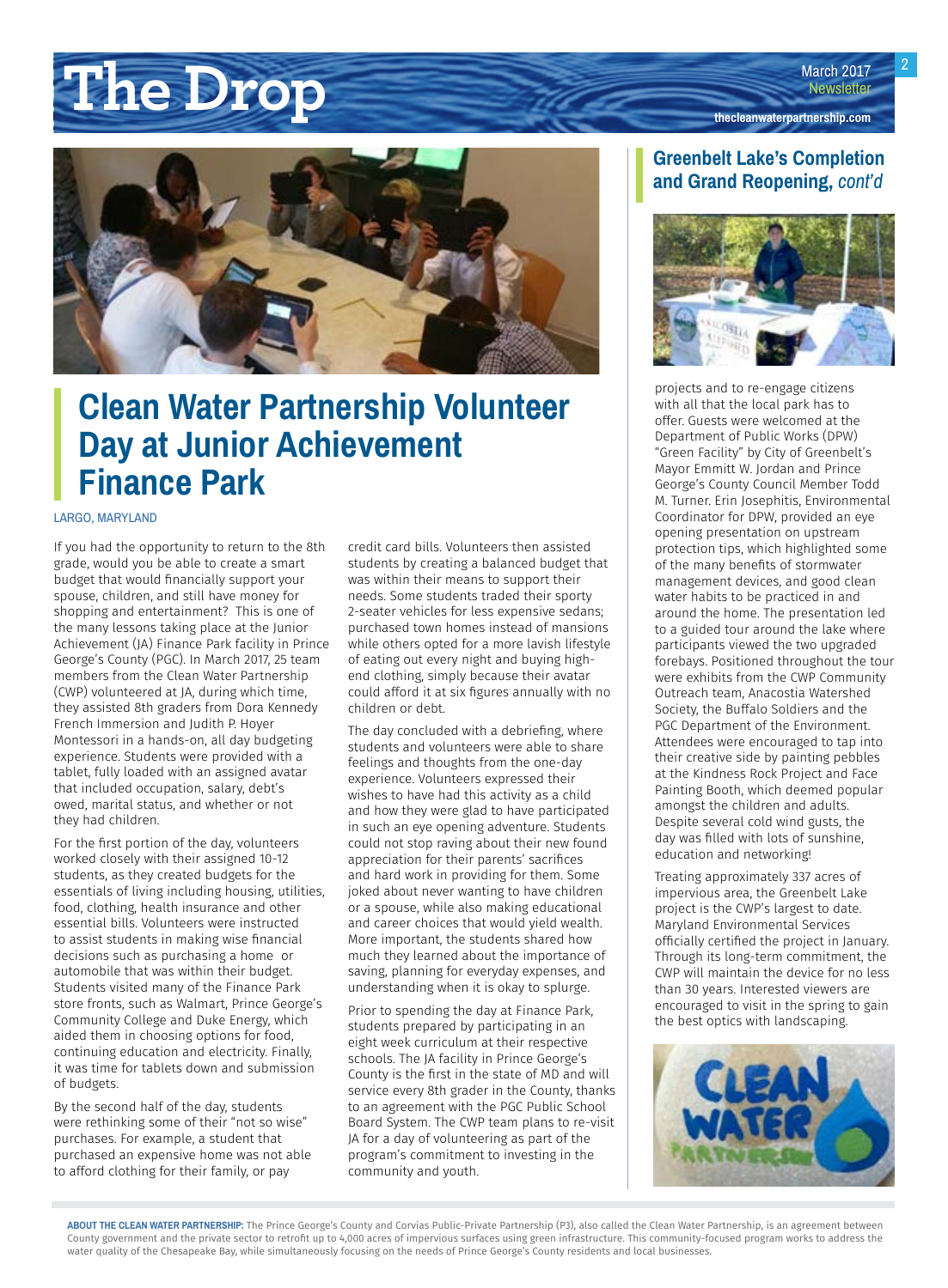## Clean Water Partnership Volunteer Day at Junior Achievement Finance Park

LARGO, MARYLAND

If you had the opportunity to return to the 8th grade, would you be able to create a smart budget that would financially support your spouse, children, and still have money for shopping and entertainment? This is one of the many lessons taking place at the Junior Achievement (JA) Finance Park facility in Prince George's County (PGC). In March 2017, 25 team members from the Clean Water Partnership (CWP) volunteered at JA, during which time, they assisted 8th graders from Dora Kennedy French Immersion and Judith P. Hoyer Montessori in a hands-on, all day budgeting experience. Students were provided with a tablet, fully loaded with an assigned avatar that included occupation, salary, debt's owed, marital status, and whether or not they had children.

For the first portion of the day, volunteers worked closely with their assigned 10-12 students, as they created budgets for the essentials of living including housing, utilities, food, clothing, health insurance and other essential bills. Volunteers were instructed to assist students in making wise financial decisions such as purchasing a home or automobile that was within their budget. Students visited many of the Finance Park store fronts, such as Walmart, Prince George's Community College and Duke Energy, which aided them in choosing options for food, continuing education and electricity. Finally, it was time for tablets down and submission of budgets.

By the second half of the day, students were rethinking some of their "not so wise" purchases. For example, a student that purchased an expensive home was not able to afford clothing for their family, or pay credit card bills. Volunteers then assisted students by creating a balanced budget that was within their means to support their needs. Some students traded their sporty 2-seater vehicles for less expensive sedans; purchased town homes instead of mansions while others opted for a more lavish lifestyle of eating out every night and buying high-end clothing, simply because their avatar could afford it at six figures annually with no children or debt.

The day concluded with a debriefing, where students and volunteers were able to share feelings and thoughts from the one-day experience. Volunteers expressed their wishes to have had this activity as a child and how they were glad to have participated in such an eye opening adventure. Students could not stop raving about their new found appreciation for their parents' sacrifices and hard work in providing for them. Some joked about never wanting to have children or a spouse, while also making educational and career choices that would yield wealth. More important, the students shared how much they learned about the importance of saving, planning for everyday expenses, and understanding when it is okay to splurge.

Prior to spending the day at Finance Park, students prepared by participating in an eight week curriculum at their respective schools. The JA facility in Prince George's County is the first in the state of MD and will service every 8th grader in the County, thanks to an agreement with the PGC Public School Board System. The CWP team plans to re-visit JA for a day of volunteering as part of the program's commitment to investing in the community and youth.

## Greenbelt Lake's Completion and Grand Reopening, *cont'd*

projects and to re-engage citizens with all that the local park has to offer. Guests were welcomed at the Department of Public Works (DPW) "Green Facility" by City of Greenbelt's Mayor Emmitt W. Jordan and Prince George's County Council Member Todd M. Turner. Erin Josephitis, Environmental Coordinator for DPW, provided an eye opening presentation on upstream protection tips, which highlighted some of the many benefits of stormwater management devices, and good clean water habits to be practiced in and around the home. The presentation led to a guided tour around the lake where participants viewed the two upgraded forebays. Positioned throughout the tour were exhibits from the CWP Community Outreach team, Anacostia Watershed Society, the Buffalo Soldiers and the PGC Department of the Environment. Attendees were encouraged to tap into their creative side by painting pebbles at the Kindness Rock Project and Face Painting Booth, which deemed popular amongst the children and adults. Despite several cold wind gusts, the day was filled with lots of sunshine, education and networking!

Treating approximately 337 acres of impervious area, the Greenbelt Lake project is the CWP's largest to date. Maryland Environmental Services officially certified the project in January. Through its long-term commitment, the CWP will maintain the device for no less than 30 years. Interested viewers are encouraged to visit in the spring to gain the best optics with landscaping.

**ABOUT THE CLEAN WATER PARTNERSHIP:** The Prince George's County and Corvias Public-Private Partnership (P3), also called the Clean Water Partnership, is an agreement between County government and the private sector to retrofit up to 4,000 acres of impervious surfaces using green infrastructure. This community-focused program works to address the water quality of the Chesapeake Bay, while simultaneously focusing on the needs of Prince George's County residents and local businesses.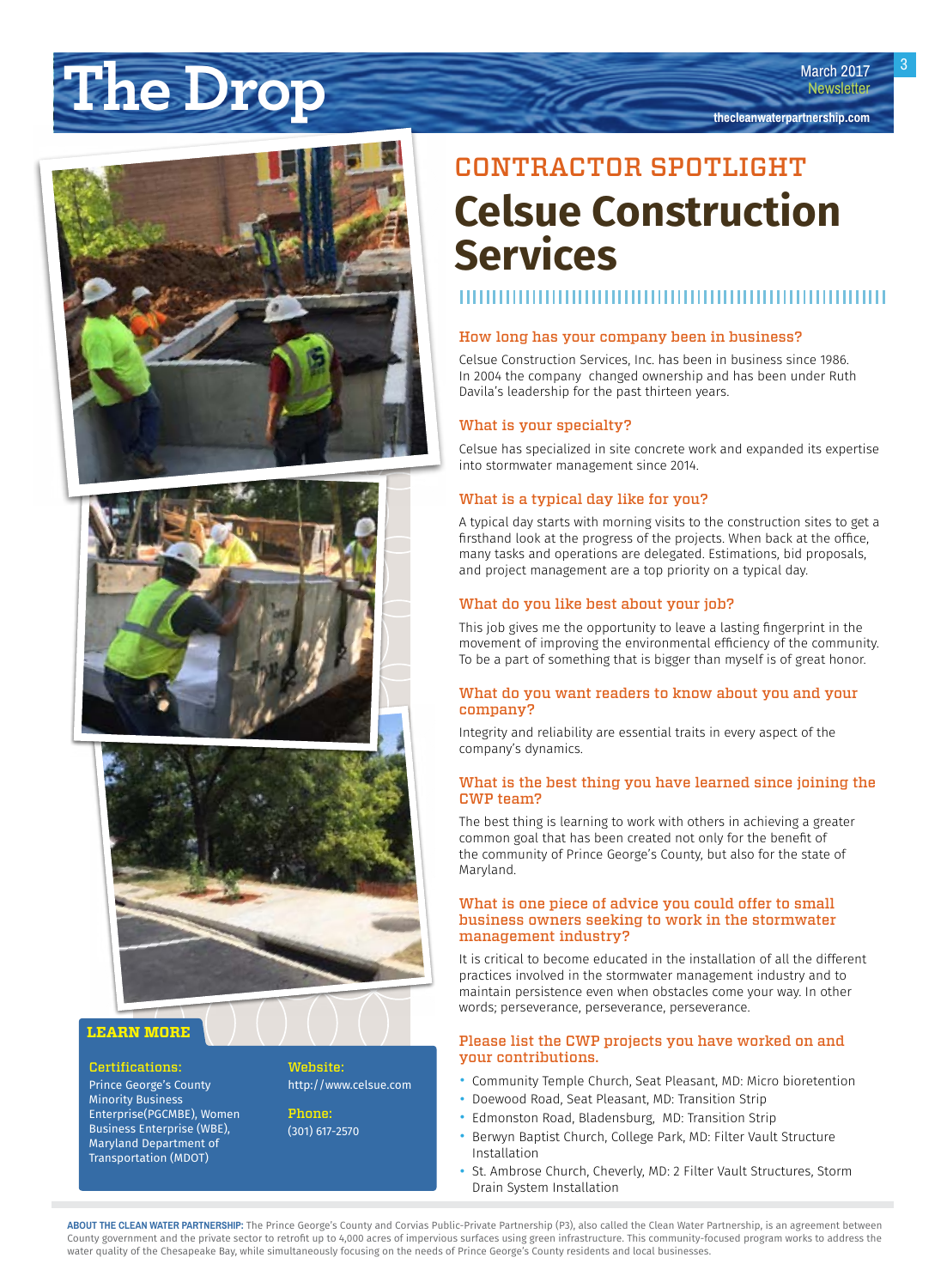# The Drop

March 2017 Newsletter

thecleanwaterpartnership.com

## CONTRACTOR SPOTLIGHT

# Celsue Construction Services

### How long has your company been in business?

Celsue Construction Services, Inc. has been in business since 1986. In 2004 the company changed ownership and has been under Ruth Davila's leadership for the past thirteen years.

### What is your specialty?

Celsue has specialized in site concrete work and expanded its expertise into stormwater management since 2014.

### What is a typical day like for you?

A typical day starts with morning visits to the construction sites to get a firsthand look at the progress of the projects. When back at the office, many tasks and operations are delegated. Estimations, bid proposals, and project management are a top priority on a typical day.

### What do you like best about your job?

This job gives me the opportunity to leave a lasting fingerprint in the movement of improving the environmental efficiency of the community. To be a part of something that is bigger than myself is of great honor.

### What do you want readers to know about you and your company?

Integrity and reliability are essential traits in every aspect of the company's dynamics.

### What is the best thing you have learned since joining the CWP team?

The best thing is learning to work with others in achieving a greater common goal that has been created not only for the benefit of the community of Prince George's County, but also for the state of Maryland.

### What is one piece of advice you could offer to small business owners seeking to work in the stormwater management industry?

It is critical to become educated in the installation of all the different practices involved in the stormwater management industry and to maintain persistence even when obstacles come your way. In other words; perseverance, perseverance, perseverance.

### Please list the CWP projects you have worked on and your contributions.

- Community Temple Church, Seat Pleasant, MD: Micro bioretention
- Doewood Road, Seat Pleasant, MD: Transition Strip
- Edmonston Road, Bladensburg, MD: Transition Strip
- Berwyn Baptist Church, College Park, MD: Filter Vault Structure Installation
- St. Ambrose Church, Cheverly, MD: 2 Filter Vault Structures, Storm Drain System Installation

## LEARN MORE

**Certifications:**
Prince George's County Minority Business Enterprise(PGCMBE), Women Business Enterprise (WBE), Maryland Department of Transportation (MDOT)

**Website:**
http://www.celsue.com

**Phone:**
(301) 617-2570

**ABOUT THE CLEAN WATER PARTNERSHIP:** The Prince George's County and Corvias Public-Private Partnership (P3), also called the Clean Water Partnership, is an agreement between County government and the private sector to retrofit up to 4,000 acres of impervious surfaces using green infrastructure. This community-focused program works to address the water quality of the Chesapeake Bay, while simultaneously focusing on the needs of Prince George's County residents and local businesses.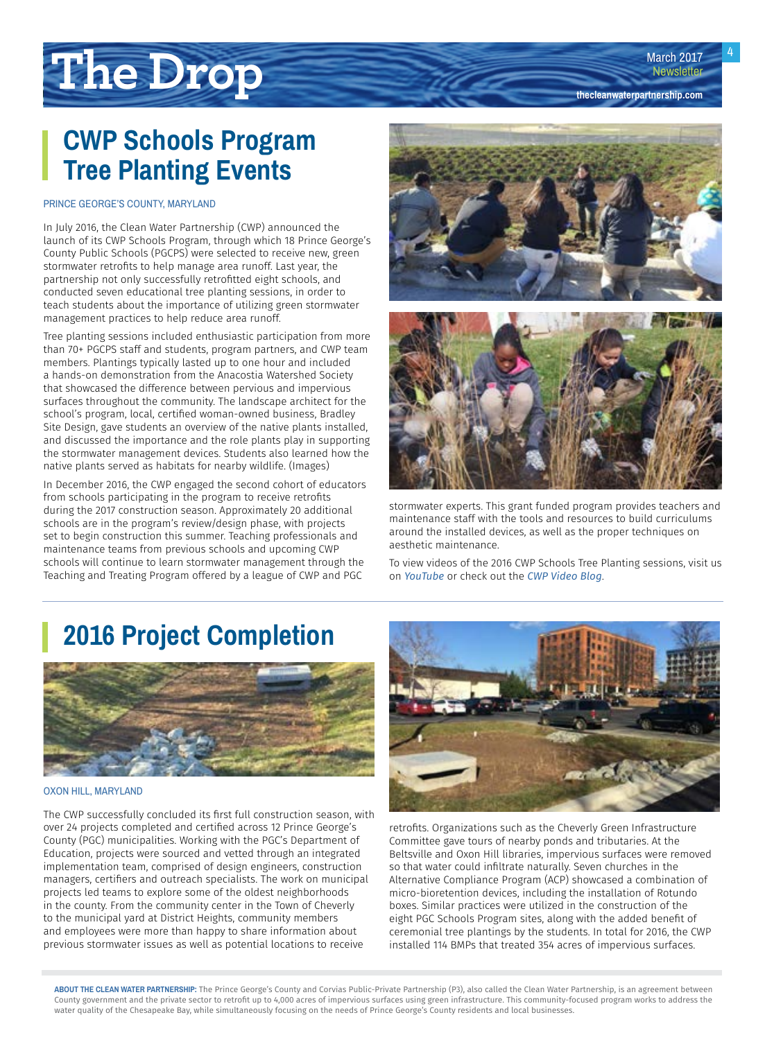# CWP Schools Program Tree Planting Events

PRINCE GEORGE'S COUNTY, MARYLAND

In July 2016, the Clean Water Partnership (CWP) announced the launch of its CWP Schools Program, through which 18 Prince George's County Public Schools (PGCPS) were selected to receive new, green stormwater retrofits to help manage area runoff. Last year, the partnership not only successfully retrofitted eight schools, and conducted seven educational tree planting sessions, in order to teach students about the importance of utilizing green stormwater management practices to help reduce area runoff.

Tree planting sessions included enthusiastic participation from more than 70+ PGCPS staff and students, program partners, and CWP team members. Plantings typically lasted up to one hour and included a hands-on demonstration from the Anacostia Watershed Society that showcased the difference between pervious and impervious surfaces throughout the community. The landscape architect for the school's program, local, certified woman-owned business, Bradley Site Design, gave students an overview of the native plants installed, and discussed the importance and the role plants play in supporting the stormwater management devices. Students also learned how the native plants served as habitats for nearby wildlife. (Images)

In December 2016, the CWP engaged the second cohort of educators from schools participating in the program to receive retrofits during the 2017 construction season. Approximately 20 additional schools are in the program's review/design phase, with projects set to begin construction this summer. Teaching professionals and maintenance teams from previous schools and upcoming CWP schools will continue to learn stormwater management through the Teaching and Treating Program offered by a league of CWP and PGC stormwater experts. This grant funded program provides teachers and maintenance staff with the tools and resources to build curriculums around the installed devices, as well as the proper techniques on aesthetic maintenance.

To view videos of the 2016 CWP Schools Tree Planting sessions, visit us on *YouTube* or check out the *CWP Video Blog*.

# 2016 Project Completion

OXON HILL, MARYLAND

The CWP successfully concluded its first full construction season, with over 24 projects completed and certified across 12 Prince George's County (PGC) municipalities. Working with the PGC's Department of Education, projects were sourced and vetted through an integrated implementation team, comprised of design engineers, construction managers, certifiers and outreach specialists. The work on municipal projects led teams to explore some of the oldest neighborhoods in the county. From the community center in the Town of Cheverly to the municipal yard at District Heights, community members and employees were more than happy to share information about previous stormwater issues as well as potential locations to receive retrofits. Organizations such as the Cheverly Green Infrastructure Committee gave tours of nearby ponds and tributaries. At the Beltsville and Oxon Hill libraries, impervious surfaces were removed so that water could infiltrate naturally. Seven churches in the Alternative Compliance Program (ACP) showcased a combination of micro-bioretention devices, including the installation of Rotundo boxes. Similar practices were utilized in the construction of the eight PGC Schools Program sites, along with the added benefit of ceremonial tree plantings by the students. In total for 2016, the CWP installed 114 BMPs that treated 354 acres of impervious surfaces.

**ABOUT THE CLEAN WATER PARTNERSHIP:** The Prince George's County and Corvias Public-Private Partnership (P3), also called the Clean Water Partnership, is an agreement between County government and the private sector to retrofit up to 4,000 acres of impervious surfaces using green infrastructure. This community-focused program works to address the water quality of the Chesapeake Bay, while simultaneously focusing on the needs of Prince George's County residents and local businesses.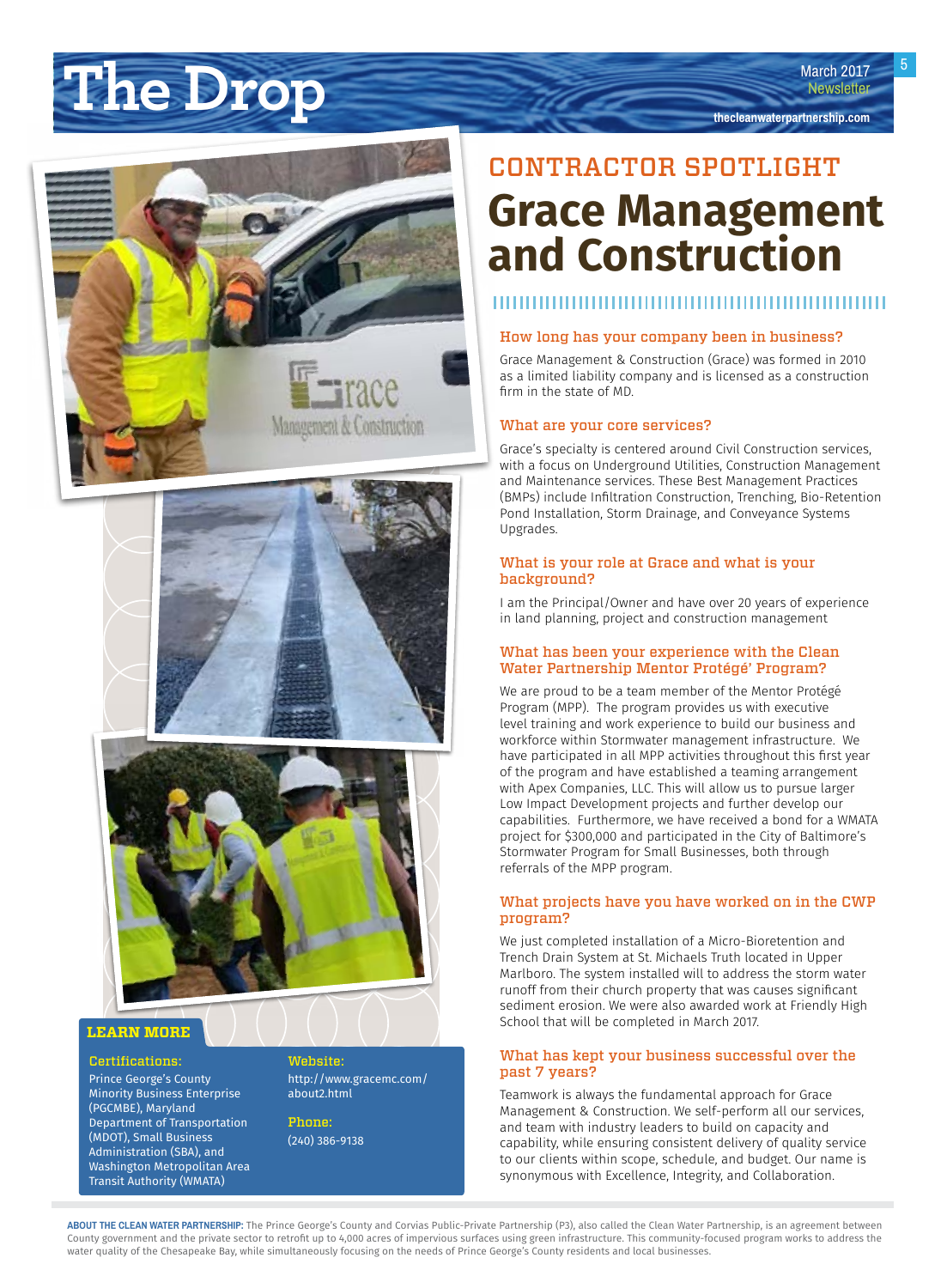# CONTRACTOR SPOTLIGHT

# Grace Management and Construction

### How long has your company been in business?

Grace Management & Construction (Grace) was formed in 2010 as a limited liability company and is licensed as a construction firm in the state of MD.

### What are your core services?

Grace's specialty is centered around Civil Construction services, with a focus on Underground Utilities, Construction Management and Maintenance services. These Best Management Practices (BMPs) include Infiltration Construction, Trenching, Bio-Retention Pond Installation, Storm Drainage, and Conveyance Systems Upgrades.

### What is your role at Grace and what is your background?

I am the Principal/Owner and have over 20 years of experience in land planning, project and construction management

### What has been your experience with the Clean Water Partnership Mentor Protégé' Program?

We are proud to be a team member of the Mentor Protégé Program (MPP). The program provides us with executive level training and work experience to build our business and workforce within Stormwater management infrastructure. We have participated in all MPP activities throughout this first year of the program and have established a teaming arrangement with Apex Companies, LLC. This will allow us to pursue larger Low Impact Development projects and further develop our capabilities. Furthermore, we have received a bond for a WMATA project for $300,000 and participated in the City of Baltimore's Stormwater Program for Small Businesses, both through referrals of the MPP program.

### What projects have you have worked on in the CWP program?

We just completed installation of a Micro-Bioretention and Trench Drain System at St. Michaels Truth located in Upper Marlboro. The system installed will to address the storm water runoff from their church property that was causes significant sediment erosion. We were also awarded work at Friendly High School that will be completed in March 2017.

### What has kept your business successful over the past 7 years?

Teamwork is always the fundamental approach for Grace Management & Construction. We self-perform all our services, and team with industry leaders to build on capacity and capability, while ensuring consistent delivery of quality service to our clients within scope, schedule, and budget. Our name is synonymous with Excellence, Integrity, and Collaboration.

## LEARN MORE

**Certifications:**
Prince George's County Minority Business Enterprise (PGCMBE), Maryland Department of Transportation (MDOT), Small Business Administration (SBA), and Washington Metropolitan Area Transit Authority (WMATA)

**Website:**
http://www.gracemc.com/about2.html

**Phone:**
(240) 386-9138

**ABOUT THE CLEAN WATER PARTNERSHIP:** The Prince George's County and Corvias Public-Private Partnership (P3), also called the Clean Water Partnership, is an agreement between County government and the private sector to retrofit up to 4,000 acres of impervious surfaces using green infrastructure. This community-focused program works to address the water quality of the Chesapeake Bay, while simultaneously focusing on the needs of Prince George's County residents and local businesses.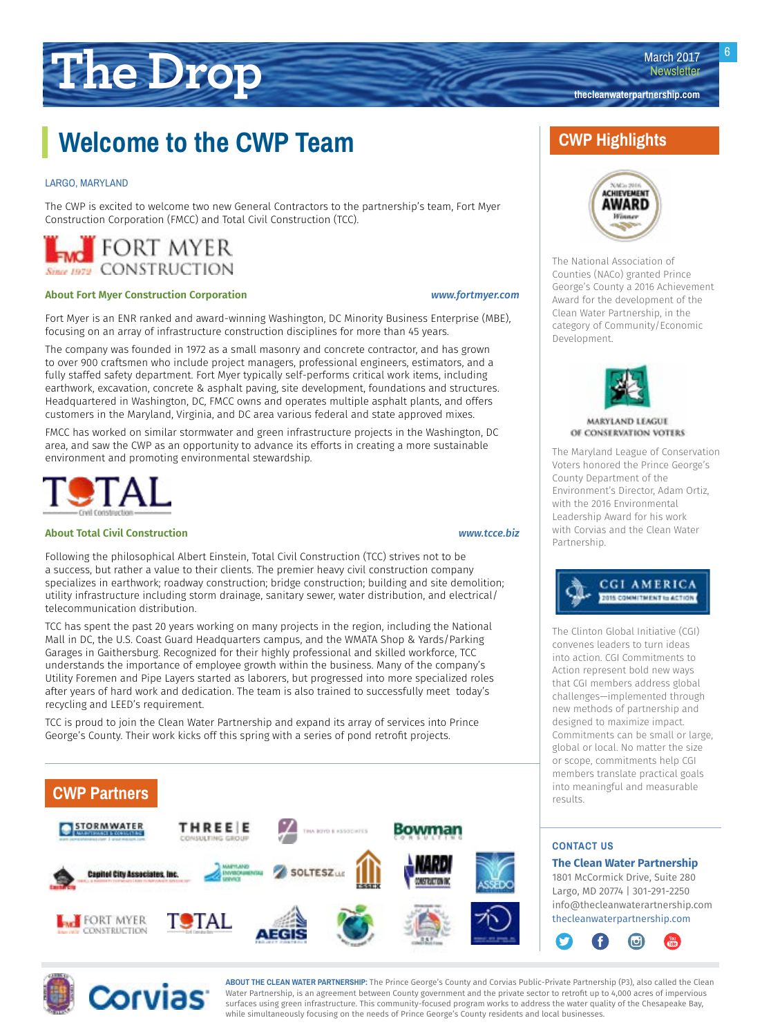# The Drop

March 2017 Newsletter

thecleanwaterpartnership.com

## Welcome to the CWP Team

LARGO, MARYLAND

The CWP is excited to welcome two new General Contractors to the partnership's team, Fort Myer Construction Corporation (FMCC) and Total Civil Construction (TCC).

### About Fort Myer Construction Corporation

*www.fortmyer.com*

Fort Myer is an ENR ranked and award-winning Washington, DC Minority Business Enterprise (MBE), focusing on an array of infrastructure construction disciplines for more than 45 years.

The company was founded in 1972 as a small masonry and concrete contractor, and has grown to over 900 craftsmen who include project managers, professional engineers, estimators, and a fully staffed safety department. Fort Myer typically self-performs critical work items, including earthwork, excavation, concrete & asphalt paving, site development, foundations and structures. Headquartered in Washington, DC, FMCC owns and operates multiple asphalt plants, and offers customers in the Maryland, Virginia, and DC area various federal and state approved mixes.

FMCC has worked on similar stormwater and green infrastructure projects in the Washington, DC area, and saw the CWP as an opportunity to advance its efforts in creating a more sustainable environment and promoting environmental stewardship.

### About Total Civil Construction

*www.tcce.biz*

Following the philosophical Albert Einstein, Total Civil Construction (TCC) strives not to be a success, but rather a value to their clients. The premier heavy civil construction company specializes in earthwork; roadway construction; bridge construction; building and site demolition; utility infrastructure including storm drainage, sanitary sewer, water distribution, and electrical/ telecommunication distribution.

TCC has spent the past 20 years working on many projects in the region, including the National Mall in DC, the U.S. Coast Guard Headquarters campus, and the WMATA Shop & Yards/Parking Garages in Gaithersburg. Recognized for their highly professional and skilled workforce, TCC understands the importance of employee growth within the business. Many of the company's Utility Foremen and Pipe Layers started as laborers, but progressed into more specialized roles after years of hard work and dedication. The team is also trained to successfully meet today's recycling and LEED's requirement.

TCC is proud to join the Clean Water Partnership and expand its array of services into Prince George's County. Their work kicks off this spring with a series of pond retrofit projects.

## CWP Partners

## CWP Highlights

The National Association of Counties (NACo) granted Prince George's County a 2016 Achievement Award for the development of the Clean Water Partnership, in the category of Community/Economic Development.

The Maryland League of Conservation Voters honored the Prince George's County Department of the Environment's Director, Adam Ortiz, with the 2016 Environmental Leadership Award for his work with Corvias and the Clean Water Partnership.

The Clinton Global Initiative (CGI) convenes leaders to turn ideas into action. CGI Commitments to Action represent bold new ways that CGI members address global challenges—implemented through new methods of partnership and designed to maximize impact. Commitments can be small or large, global or local. No matter the size or scope, commitments help CGI members translate practical goals into meaningful and measurable results.

### CONTACT US

**The Clean Water Partnership**
1801 McCormick Drive, Suite 280
Largo, MD 20774 | 301-291-2250
info@thecleanwaterartnership.com
thecleanwaterpartnership.com

**ABOUT THE CLEAN WATER PARTNERSHIP:** The Prince George's County and Corvias Public-Private Partnership (P3), also called the Clean Water Partnership, is an agreement between County government and the private sector to retrofit up to 4,000 acres of impervious surfaces using green infrastructure. This community-focused program works to address the water quality of the Chesapeake Bay, while simultaneously focusing on the needs of Prince George's County residents and local businesses.